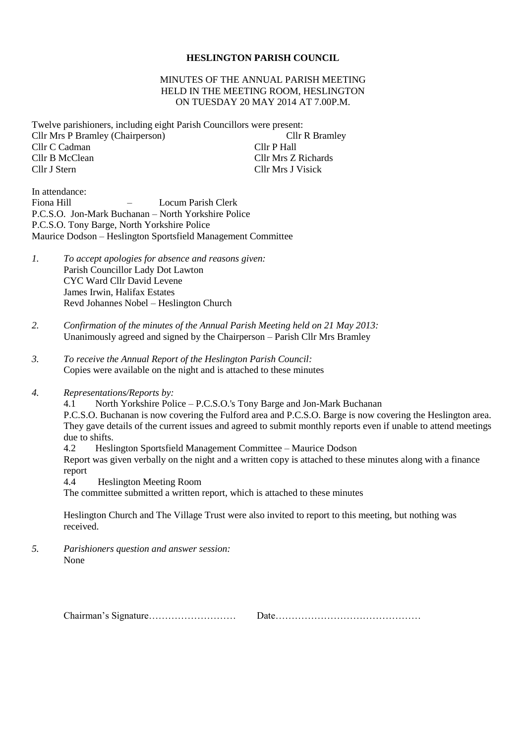# HESLINGTON PARISH COUNCIL

MINUTES OF THE ANNUAL PARISH MEETING
HELD IN THE MEETING ROOM, HESLINGTON
ON TUESDAY 20 MAY 2014 AT 7.00P.M.

Twelve parishioners, including eight Parish Councillors were present:

Cllr Mrs P Bramley (Chairperson)
Cllr R Bramley
Cllr C Cadman
Cllr P Hall
Cllr B McClean
Cllr Mrs Z Richards
Cllr J Stern
Cllr Mrs J Visick

In attendance:
Fiona Hill – Locum Parish Clerk
P.C.S.O. Jon-Mark Buchanan – North Yorkshire Police
P.C.S.O. Tony Barge, North Yorkshire Police
Maurice Dodson – Heslington Sportsfield Management Committee

1. *To accept apologies for absence and reasons given:*
   Parish Councillor Lady Dot Lawton
   CYC Ward Cllr David Levene
   James Irwin, Halifax Estates
   Revd Johannes Nobel – Heslington Church

2. *Confirmation of the minutes of the Annual Parish Meeting held on 21 May 2013:*
   Unanimously agreed and signed by the Chairperson – Parish Cllr Mrs Bramley

3. *To receive the Annual Report of the Heslington Parish Council:*
   Copies were available on the night and is attached to these minutes

4. *Representations/Reports by:*
   4.1 North Yorkshire Police – P.C.S.O.'s Tony Barge and Jon-Mark Buchanan
   P.C.S.O. Buchanan is now covering the Fulford area and P.C.S.O. Barge is now covering the Heslington area. They gave details of the current issues and agreed to submit monthly reports even if unable to attend meetings due to shifts.
   4.2 Heslington Sportsfield Management Committee – Maurice Dodson
   Report was given verbally on the night and a written copy is attached to these minutes along with a finance report
   4.4 Heslington Meeting Room
   The committee submitted a written report, which is attached to these minutes

   Heslington Church and The Village Trust were also invited to report to this meeting, but nothing was received.

5. *Parishioners question and answer session:*
   None

Chairman's Signature……………………… Date………………………………………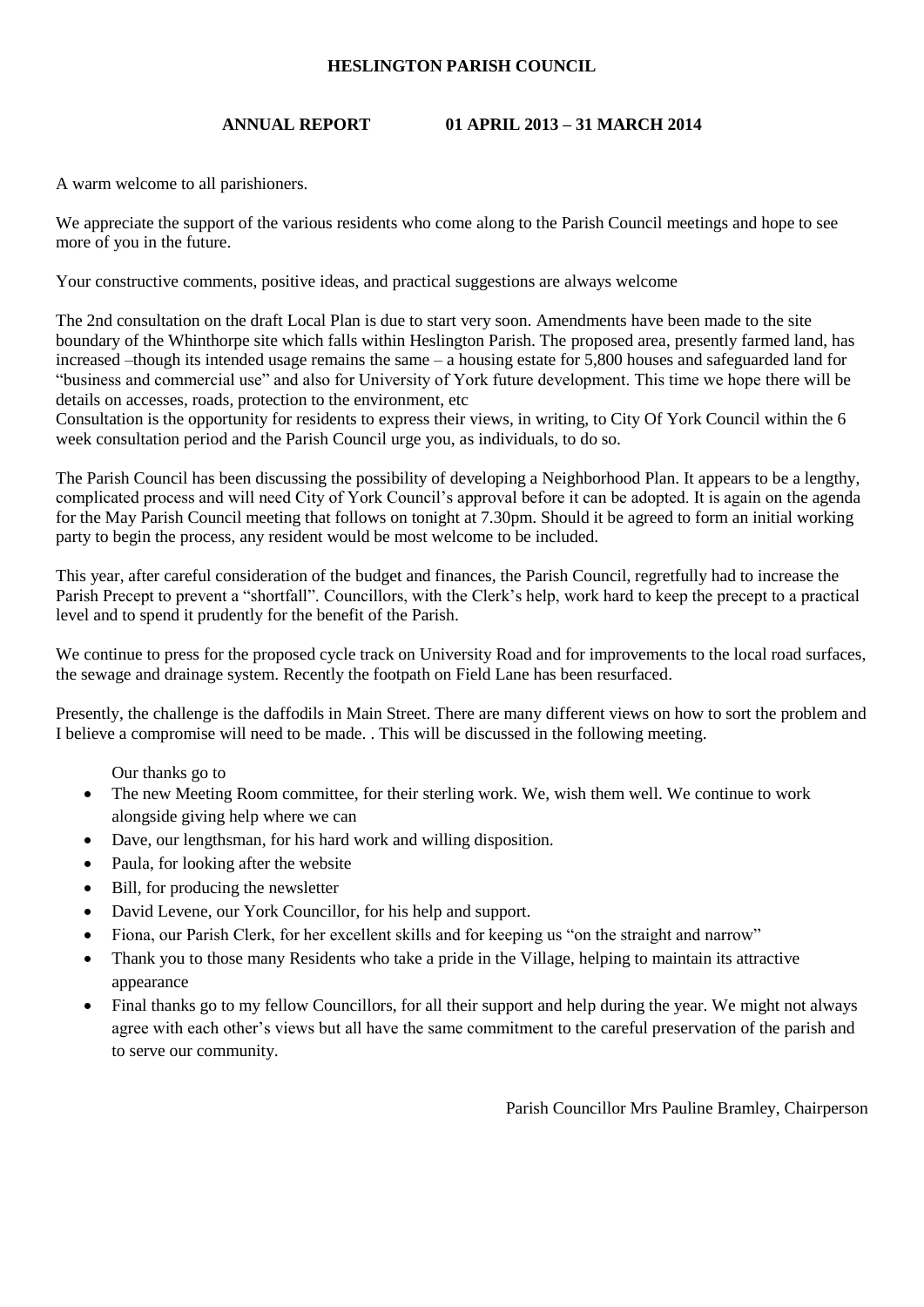**HESLINGTON PARISH COUNCIL**

**ANNUAL REPORT 01 APRIL 2013 – 31 MARCH 2014**

A warm welcome to all parishioners.

We appreciate the support of the various residents who come along to the Parish Council meetings and hope to see more of you in the future.

Your constructive comments, positive ideas, and practical suggestions are always welcome

The 2nd consultation on the draft Local Plan is due to start very soon. Amendments have been made to the site boundary of the Whinthorpe site which falls within Heslington Parish. The proposed area, presently farmed land, has increased –though its intended usage remains the same – a housing estate for 5,800 houses and safeguarded land for "business and commercial use" and also for University of York future development. This time we hope there will be details on accesses, roads, protection to the environment, etc
Consultation is the opportunity for residents to express their views, in writing, to City Of York Council within the 6 week consultation period and the Parish Council urge you, as individuals, to do so.

The Parish Council has been discussing the possibility of developing a Neighborhood Plan. It appears to be a lengthy, complicated process and will need City of York Council's approval before it can be adopted. It is again on the agenda for the May Parish Council meeting that follows on tonight at 7.30pm. Should it be agreed to form an initial working party to begin the process, any resident would be most welcome to be included.

This year, after careful consideration of the budget and finances, the Parish Council, regretfully had to increase the Parish Precept to prevent a "shortfall". Councillors, with the Clerk's help, work hard to keep the precept to a practical level and to spend it prudently for the benefit of the Parish.

We continue to press for the proposed cycle track on University Road and for improvements to the local road surfaces, the sewage and drainage system. Recently the footpath on Field Lane has been resurfaced.

Presently, the challenge is the daffodils in Main Street. There are many different views on how to sort the problem and I believe a compromise will need to be made. . This will be discussed in the following meeting.

Our thanks go to

- The new Meeting Room committee, for their sterling work. We, wish them well. We continue to work alongside giving help where we can
- Dave, our lengthsman, for his hard work and willing disposition.
- Paula, for looking after the website
- Bill, for producing the newsletter
- David Levene, our York Councillor, for his help and support.
- Fiona, our Parish Clerk, for her excellent skills and for keeping us "on the straight and narrow"
- Thank you to those many Residents who take a pride in the Village, helping to maintain its attractive appearance
- Final thanks go to my fellow Councillors, for all their support and help during the year. We might not always agree with each other's views but all have the same commitment to the careful preservation of the parish and to serve our community.

Parish Councillor Mrs Pauline Bramley, Chairperson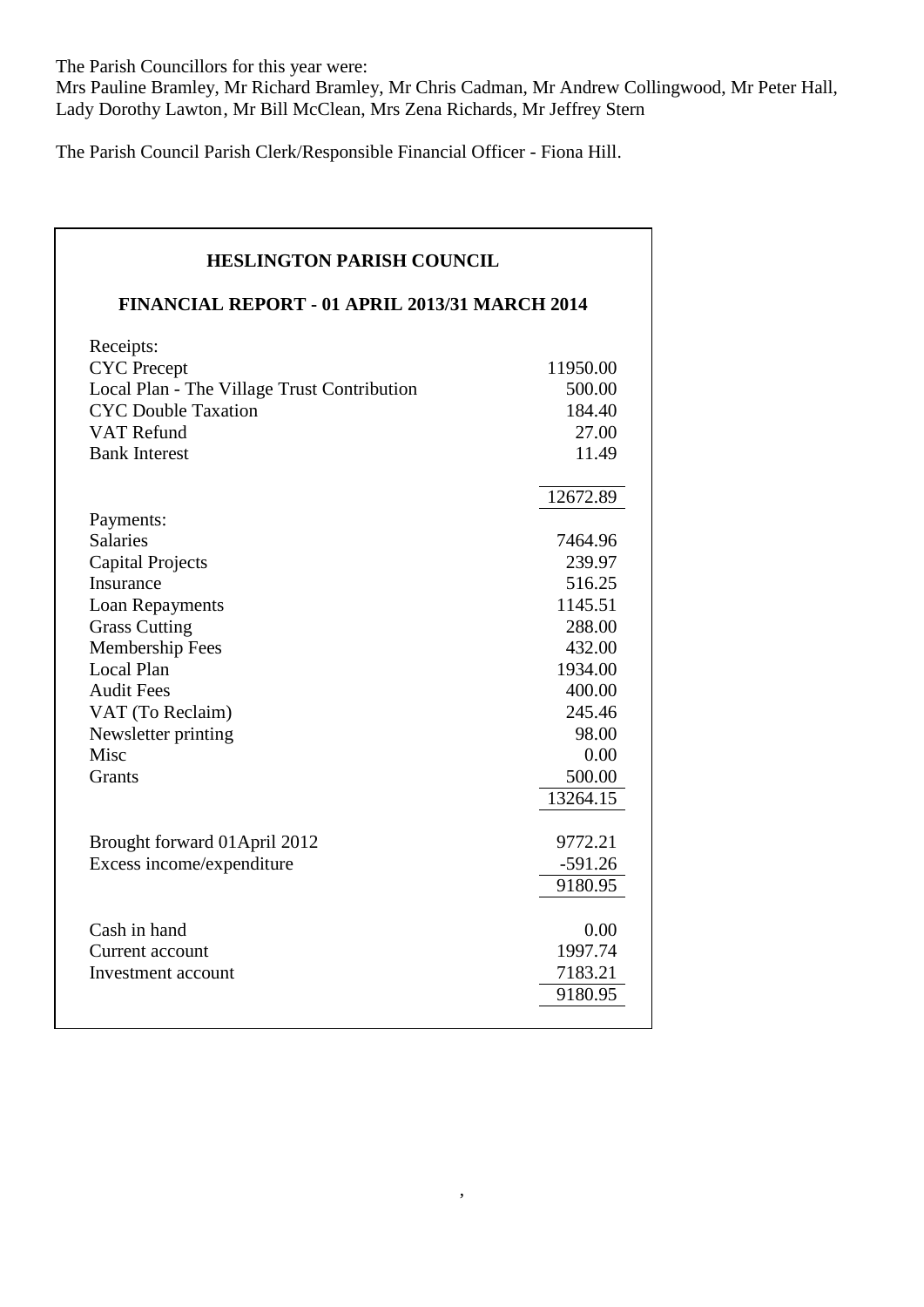The Parish Councillors for this year were:
Mrs Pauline Bramley, Mr Richard Bramley, Mr Chris Cadman, Mr Andrew Collingwood, Mr Peter Hall, Lady Dorothy Lawton, Mr Bill McClean, Mrs Zena Richards, Mr Jeffrey Stern

The Parish Council Parish Clerk/Responsible Financial Officer - Fiona Hill.

## HESLINGTON PARISH COUNCIL

### FINANCIAL REPORT - 01 APRIL 2013/31 MARCH 2014

| | |
|---|---|
| Receipts: | |
| CYC Precept | 11950.00 |
| Local Plan - The Village Trust Contribution | 500.00 |
| CYC Double Taxation | 184.40 |
| VAT Refund | 27.00 |
| Bank Interest | 11.49 |
| | 12672.89 |
| Payments: | |
| Salaries | 7464.96 |
| Capital Projects | 239.97 |
| Insurance | 516.25 |
| Loan Repayments | 1145.51 |
| Grass Cutting | 288.00 |
| Membership Fees | 432.00 |
| Local Plan | 1934.00 |
| Audit Fees | 400.00 |
| VAT (To Reclaim) | 245.46 |
| Newsletter printing | 98.00 |
| Misc | 0.00 |
| Grants | 500.00 |
| | 13264.15 |
| Brought forward 01April 2012 | 9772.21 |
| Excess income/expenditure | -591.26 |
| | 9180.95 |
| Cash in hand | 0.00 |
| Current account | 1997.74 |
| Investment account | 7183.21 |
| | 9180.95 |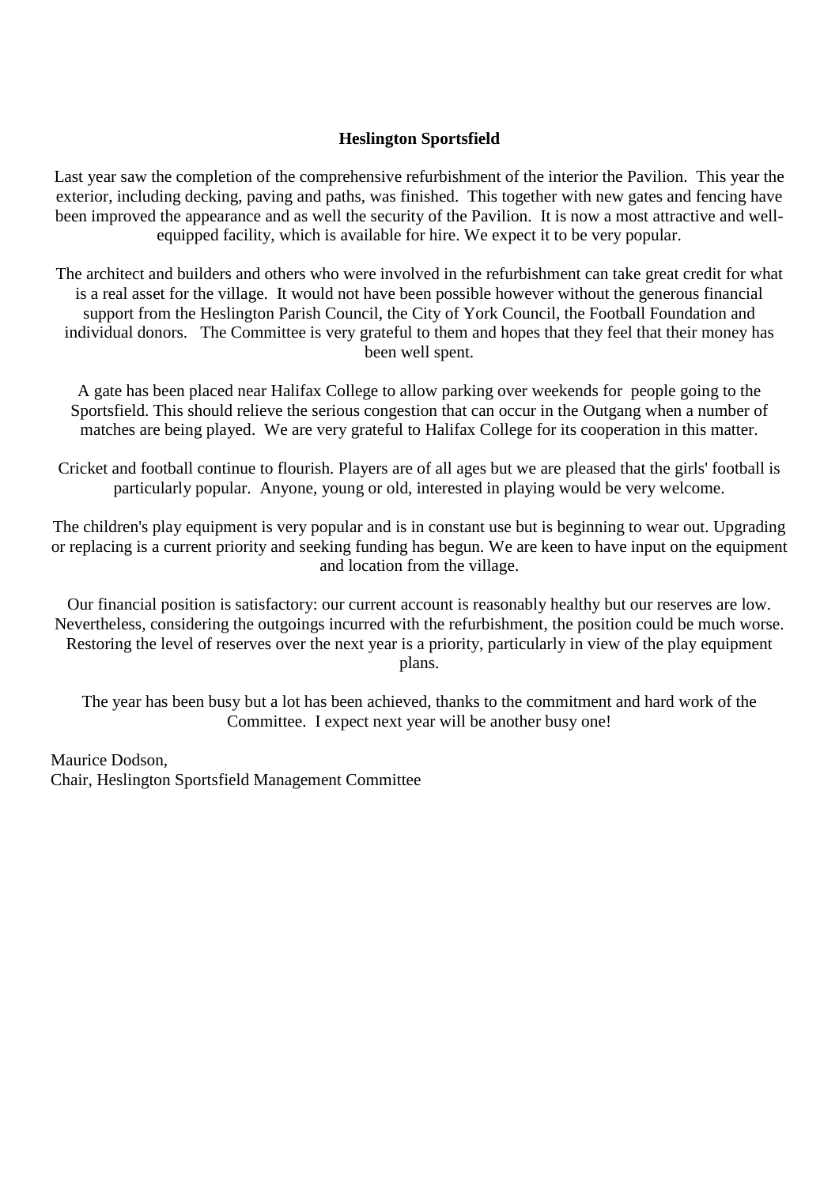**Heslington Sportsfield**

Last year saw the completion of the comprehensive refurbishment of the interior the Pavilion. This year the exterior, including decking, paving and paths, was finished. This together with new gates and fencing have been improved the appearance and as well the security of the Pavilion. It is now a most attractive and well-equipped facility, which is available for hire. We expect it to be very popular.

The architect and builders and others who were involved in the refurbishment can take great credit for what is a real asset for the village. It would not have been possible however without the generous financial support from the Heslington Parish Council, the City of York Council, the Football Foundation and individual donors. The Committee is very grateful to them and hopes that they feel that their money has been well spent.

A gate has been placed near Halifax College to allow parking over weekends for people going to the Sportsfield. This should relieve the serious congestion that can occur in the Outgang when a number of matches are being played. We are very grateful to Halifax College for its cooperation in this matter.

Cricket and football continue to flourish. Players are of all ages but we are pleased that the girls' football is particularly popular. Anyone, young or old, interested in playing would be very welcome.

The children's play equipment is very popular and is in constant use but is beginning to wear out. Upgrading or replacing is a current priority and seeking funding has begun. We are keen to have input on the equipment and location from the village.

Our financial position is satisfactory: our current account is reasonably healthy but our reserves are low. Nevertheless, considering the outgoings incurred with the refurbishment, the position could be much worse. Restoring the level of reserves over the next year is a priority, particularly in view of the play equipment plans.

The year has been busy but a lot has been achieved, thanks to the commitment and hard work of the Committee. I expect next year will be another busy one!

Maurice Dodson,
Chair, Heslington Sportsfield Management Committee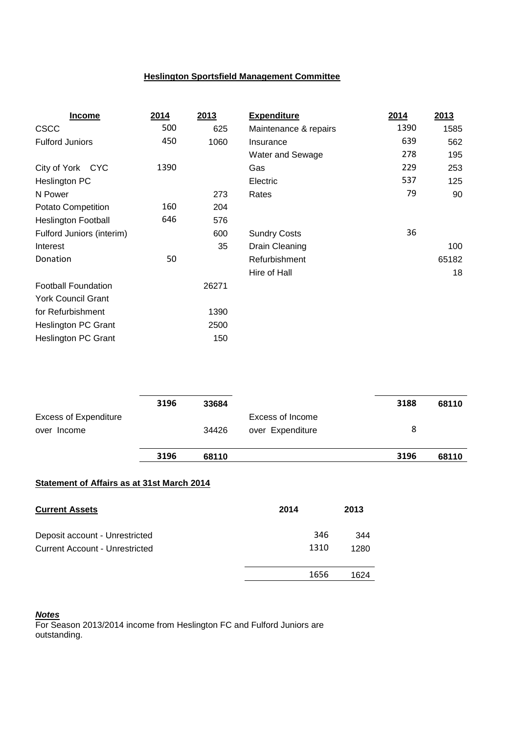**Heslington Sportsfield Management Committee**

| Income | 2014 | 2013 | Expenditure | 2014 | 2013 |
|---|---|---|---|---|---|
| CSCC | 500 | 625 | Maintenance & repairs | 1390 | 1585 |
| Fulford Juniors | 450 | 1060 | Insurance | 639 | 562 |
| | | | Water and Sewage | 278 | 195 |
| City of York CYC | 1390 | | Gas | 229 | 253 |
| Heslington PC | | | Electric | 537 | 125 |
| N Power | | 273 | Rates | 79 | 90 |
| Potato Competition | 160 | 204 | | | |
| Heslington Football | 646 | 576 | | | |
| Fulford Juniors (interim) | | 600 | Sundry Costs | 36 | |
| Interest | | 35 | Drain Cleaning | | 100 |
| Donation | 50 | | Refurbishment | | 65182 |
| | | | Hire of Hall | | 18 |
| Football Foundation | | 26271 | | | |
| York Council Grant for Refurbishment | | 1390 | | | |
| Heslington PC Grant | | 2500 | | | |
| Heslington PC Grant | | 150 | | | |
| | **3196** | **33684** | | **3188** | **68110** |
| Excess of Expenditure over Income | | 34426 | Excess of Income over Expenditure | 8 | |
| | **3196** | **68110** | | **3196** | **68110** |

**Statement of Affairs as at 31st March 2014**

| Current Assets | 2014 | 2013 |
|---|---|---|
| Deposit account - Unrestricted | 346 | 344 |
| Current Account - Unrestricted | 1310 | 1280 |
| | 1656 | 1624 |

***Notes***

For Season 2013/2014 income from Heslington FC and Fulford Juniors are outstanding.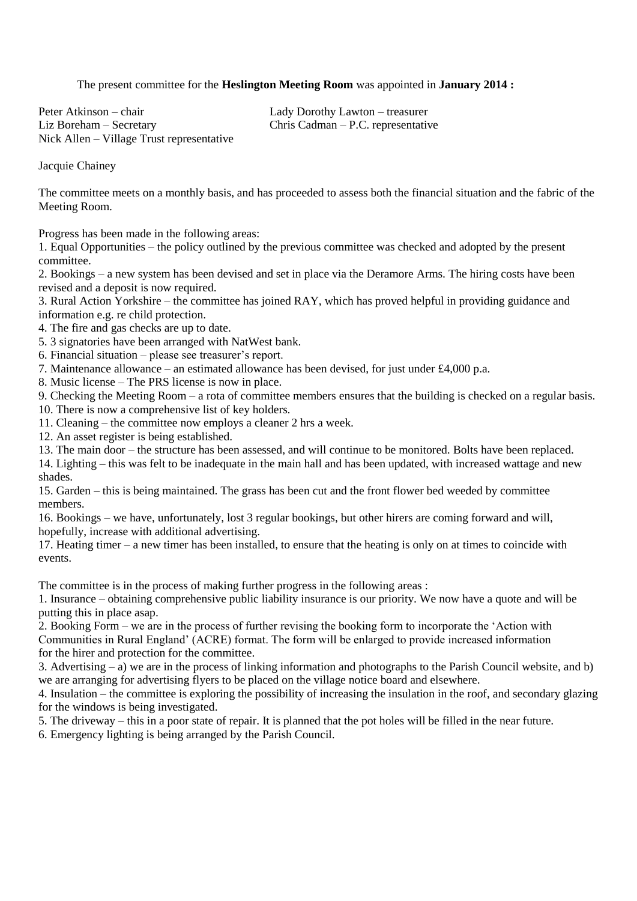The present committee for the **Heslington Meeting Room** was appointed in **January 2014 :**

Peter Atkinson – chair
Lady Dorothy Lawton – treasurer
Liz Boreham – Secretary
Chris Cadman – P.C. representative
Nick Allen – Village Trust representative

Jacquie Chainey

The committee meets on a monthly basis, and has proceeded to assess both the financial situation and the fabric of the Meeting Room.

Progress has been made in the following areas:

1. Equal Opportunities – the policy outlined by the previous committee was checked and adopted by the present committee.
2. Bookings – a new system has been devised and set in place via the Deramore Arms. The hiring costs have been revised and a deposit is now required.
3. Rural Action Yorkshire – the committee has joined RAY, which has proved helpful in providing guidance and information e.g. re child protection.
4. The fire and gas checks are up to date.
5. 3 signatories have been arranged with NatWest bank.
6. Financial situation – please see treasurer's report.
7. Maintenance allowance – an estimated allowance has been devised, for just under £4,000 p.a.
8. Music license – The PRS license is now in place.
9. Checking the Meeting Room – a rota of committee members ensures that the building is checked on a regular basis.
10. There is now a comprehensive list of key holders.
11. Cleaning – the committee now employs a cleaner 2 hrs a week.
12. An asset register is being established.
13. The main door – the structure has been assessed, and will continue to be monitored. Bolts have been replaced.
14. Lighting – this was felt to be inadequate in the main hall and has been updated, with increased wattage and new shades.
15. Garden – this is being maintained. The grass has been cut and the front flower bed weeded by committee members.
16. Bookings – we have, unfortunately, lost 3 regular bookings, but other hirers are coming forward and will, hopefully, increase with additional advertising.
17. Heating timer – a new timer has been installed, to ensure that the heating is only on at times to coincide with events.

The committee is in the process of making further progress in the following areas :

1. Insurance – obtaining comprehensive public liability insurance is our priority. We now have a quote and will be putting this in place asap.
2. Booking Form – we are in the process of further revising the booking form to incorporate the 'Action with Communities in Rural England' (ACRE) format. The form will be enlarged to provide increased information for the hirer and protection for the committee.
3. Advertising – a) we are in the process of linking information and photographs to the Parish Council website, and b) we are arranging for advertising flyers to be placed on the village notice board and elsewhere.
4. Insulation – the committee is exploring the possibility of increasing the insulation in the roof, and secondary glazing for the windows is being investigated.
5. The driveway – this in a poor state of repair. It is planned that the pot holes will be filled in the near future.
6. Emergency lighting is being arranged by the Parish Council.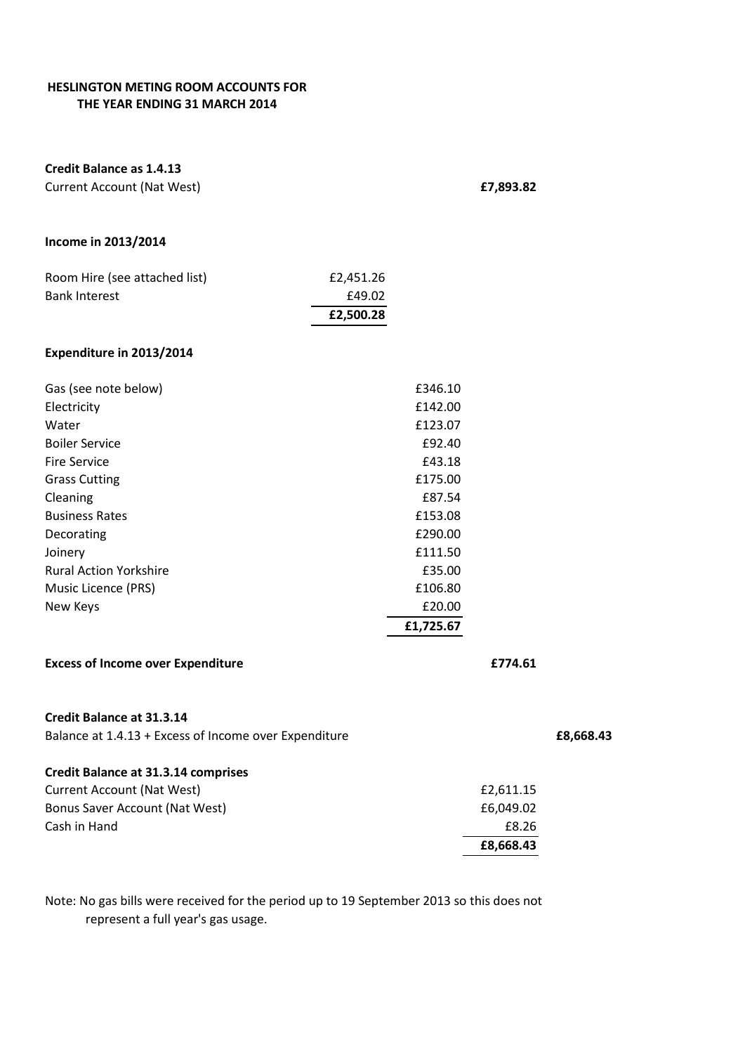**HESLINGTON METING ROOM ACCOUNTS FOR THE YEAR ENDING 31 MARCH 2014**

| | | | | |
|---|---|---|---|---|
| **Credit Balance as 1.4.13** | | | | |
| Current Account (Nat West) | | | **£7,893.82** | |
| | | | | |
| **Income in 2013/2014** | | | | |
| Room Hire (see attached list) | £2,451.26 | | | |
| Bank Interest | £49.02 | | | |
| | **£2,500.28** | | | |
| | | | | |
| **Expenditure in 2013/2014** | | | | |
| Gas (see note below) | | £346.10 | | |
| Electricity | | £142.00 | | |
| Water | | £123.07 | | |
| Boiler Service | | £92.40 | | |
| Fire Service | | £43.18 | | |
| Grass Cutting | | £175.00 | | |
| Cleaning | | £87.54 | | |
| Business Rates | | £153.08 | | |
| Decorating | | £290.00 | | |
| Joinery | | £111.50 | | |
| Rural Action Yorkshire | | £35.00 | | |
| Music Licence (PRS) | | £106.80 | | |
| New Keys | | £20.00 | | |
| | | **£1,725.67** | | |
| | | | | |
| **Excess of Income over Expenditure** | | | **£774.61** | |
| | | | | |
| **Credit Balance at 31.3.14** | | | | |
| Balance at 1.4.13 + Excess of Income over Expenditure | | | | **£8,668.43** |
| | | | | |
| **Credit Balance at 31.3.14 comprises** | | | | |
| Current Account (Nat West) | | | £2,611.15 | |
| Bonus Saver Account (Nat West) | | | £6,049.02 | |
| Cash in Hand | | | £8.26 | |
| | | | **£8,668.43** | |

Note: No gas bills were received for the period up to 19 September 2013 so this does not represent a full year's gas usage.